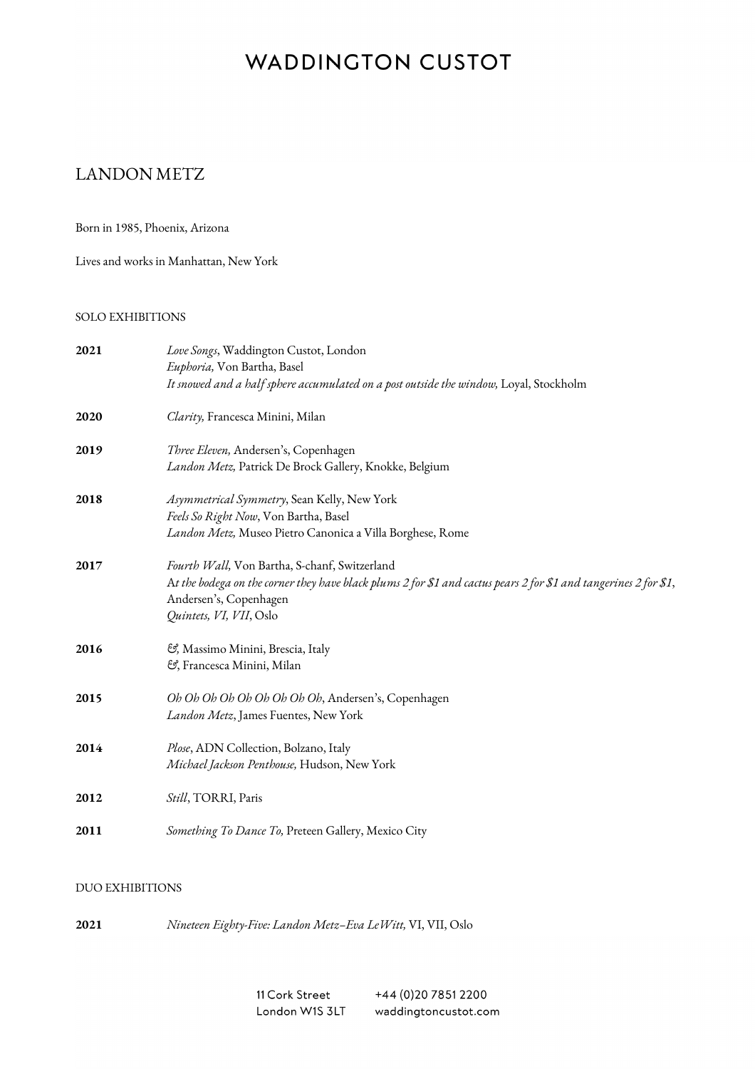# WADDINGTON CUSTOT

## LANDON METZ

Born in 1985, Phoenix, Arizona

Lives and works in Manhattan, New York

### SOLO EXHIBITIONS

**2021**
*Love Songs*, Waddington Custot, London
*Euphoria,* Von Bartha, Basel
*It snowed and a half sphere accumulated on a post outside the window,* Loyal, Stockholm

**2020**
*Clarity,* Francesca Minini, Milan

**2019**
*Three Eleven,* Andersen's, Copenhagen
*Landon Metz,* Patrick De Brock Gallery, Knokke, Belgium

**2018**
*Asymmetrical Symmetry*, Sean Kelly, New York
*Feels So Right Now*, Von Bartha, Basel
*Landon Metz,* Museo Pietro Canonica a Villa Borghese, Rome

**2017**
*Fourth Wall,* Von Bartha, S-chanf, Switzerland
*At the bodega on the corner they have black plums 2 for $1 and cactus pears 2 for $1 and tangerines 2 for $1*, Andersen's, Copenhagen
*Quintets, VI, VII*, Oslo

**2016**
*&*, Massimo Minini, Brescia, Italy
*&*, Francesca Minini, Milan

**2015**
*Oh Oh Oh Oh Oh Oh Oh Oh Oh*, Andersen's, Copenhagen
*Landon Metz*, James Fuentes, New York

**2014**
*Plose*, ADN Collection, Bolzano, Italy
*Michael Jackson Penthouse,* Hudson, New York

**2012**
*Still*, TORRI, Paris

**2011**
*Something To Dance To,* Preteen Gallery, Mexico City

### DUO EXHIBITIONS

**2021**
*Nineteen Eighty-Five: Landon Metz–Eva LeWitt,* VI, VII, Oslo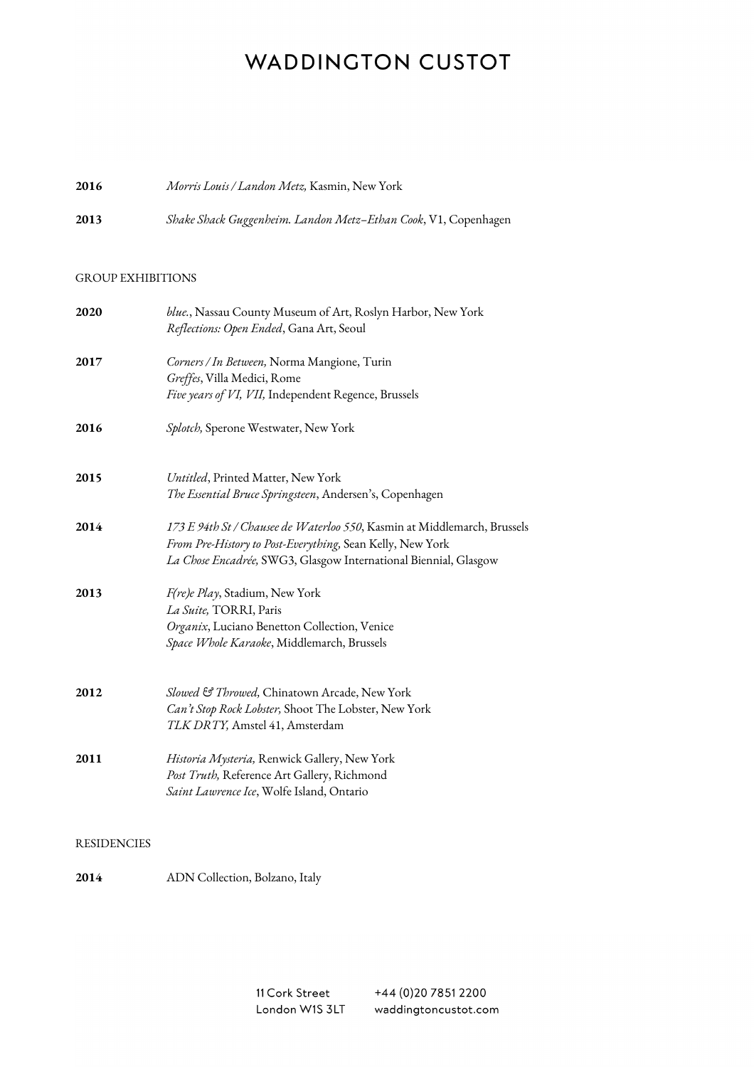**2016** *Morris Louis / Landon Metz,* Kasmin, New York

**2013** *Shake Shack Guggenheim. Landon Metz–Ethan Cook*, V1, Copenhagen

GROUP EXHIBITIONS

**2020** *blue.*, Nassau County Museum of Art, Roslyn Harbor, New York
*Reflections: Open Ended*, Gana Art, Seoul

**2017** *Corners / In Between,* Norma Mangione, Turin
*Greffes*, Villa Medici, Rome
*Five years of VI, VII,* Independent Regence, Brussels

**2016** *Splotch,* Sperone Westwater, New York

**2015** *Untitled*, Printed Matter, New York
*The Essential Bruce Springsteen*, Andersen's, Copenhagen

**2014** *173 E 94th St / Chausee de Waterloo 550*, Kasmin at Middlemarch, Brussels
*From Pre-History to Post-Everything,* Sean Kelly, New York
*La Chose Encadrée,* SWG3, Glasgow International Biennial, Glasgow

**2013** *F(re)e Play*, Stadium, New York
*La Suite,* TORRI, Paris
*Organix*, Luciano Benetton Collection, Venice
*Space Whole Karaoke*, Middlemarch, Brussels

**2012** *Slowed & Throwed,* Chinatown Arcade, New York
*Can't Stop Rock Lobster,* Shoot The Lobster, New York
*TLK DRTY,* Amstel 41, Amsterdam

**2011** *Historia Mysteria,* Renwick Gallery, New York
*Post Truth,* Reference Art Gallery, Richmond
*Saint Lawrence Ice*, Wolfe Island, Ontario

RESIDENCIES

**2014** ADN Collection, Bolzano, Italy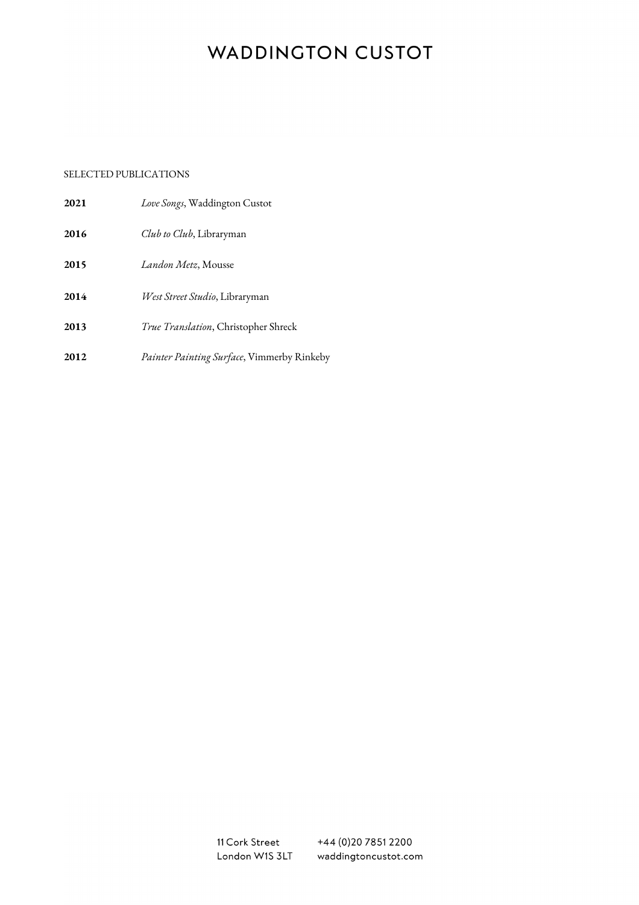SELECTED PUBLICATIONS

| | |
|---|---|
| **2021** | *Love Songs*, Waddington Custot |
| **2016** | *Club to Club*, Libraryman |
| **2015** | *Landon Metz*, Mousse |
| **2014** | *West Street Studio*, Libraryman |
| **2013** | *True Translation*, Christopher Shreck |
| **2012** | *Painter Painting Surface*, Vimmerby Rinkeby |